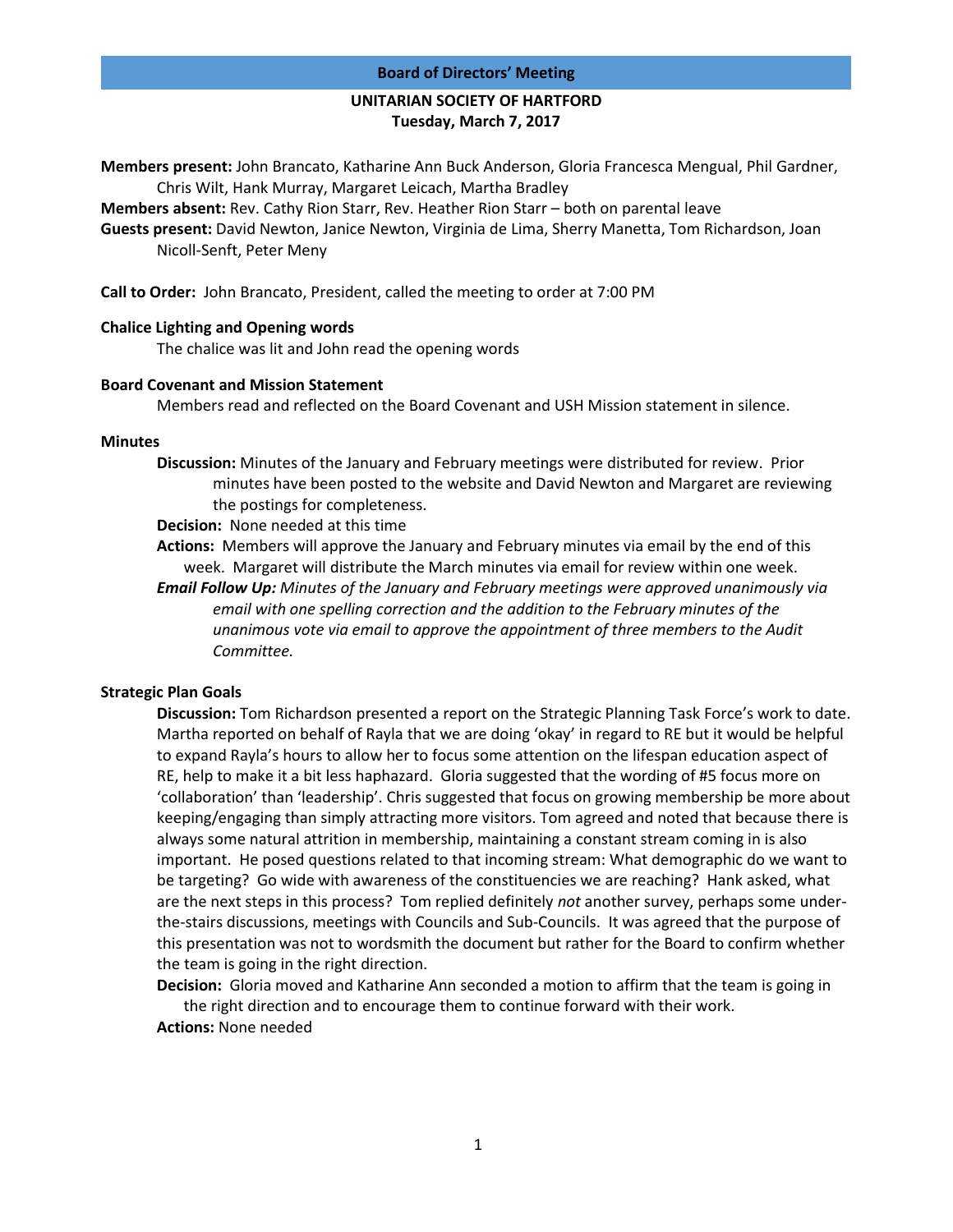# Board of Directors' Meeting

## UNITARIAN SOCIETY OF HARTFORD
### Tuesday, March 7, 2017

**Members present:** John Brancato, Katharine Ann Buck Anderson, Gloria Francesca Mengual, Phil Gardner, Chris Wilt, Hank Murray, Margaret Leicach, Martha Bradley

**Members absent:** Rev. Cathy Rion Starr, Rev. Heather Rion Starr – both on parental leave

**Guests present:** David Newton, Janice Newton, Virginia de Lima, Sherry Manetta, Tom Richardson, Joan Nicoll-Senft, Peter Meny

**Call to Order:** John Brancato, President, called the meeting to order at 7:00 PM

**Chalice Lighting and Opening words**

The chalice was lit and John read the opening words

**Board Covenant and Mission Statement**

Members read and reflected on the Board Covenant and USH Mission statement in silence.

**Minutes**

**Discussion:** Minutes of the January and February meetings were distributed for review. Prior minutes have been posted to the website and David Newton and Margaret are reviewing the postings for completeness.

**Decision:** None needed at this time

**Actions:** Members will approve the January and February minutes via email by the end of this week. Margaret will distribute the March minutes via email for review within one week.

***Email Follow Up:*** *Minutes of the January and February meetings were approved unanimously via email with one spelling correction and the addition to the February minutes of the unanimous vote via email to approve the appointment of three members to the Audit Committee.*

**Strategic Plan Goals**

**Discussion:** Tom Richardson presented a report on the Strategic Planning Task Force's work to date. Martha reported on behalf of Rayla that we are doing 'okay' in regard to RE but it would be helpful to expand Rayla's hours to allow her to focus some attention on the lifespan education aspect of RE, help to make it a bit less haphazard. Gloria suggested that the wording of #5 focus more on 'collaboration' than 'leadership'. Chris suggested that focus on growing membership be more about keeping/engaging than simply attracting more visitors. Tom agreed and noted that because there is always some natural attrition in membership, maintaining a constant stream coming in is also important. He posed questions related to that incoming stream: What demographic do we want to be targeting? Go wide with awareness of the constituencies we are reaching? Hank asked, what are the next steps in this process? Tom replied definitely *not* another survey, perhaps some under-the-stairs discussions, meetings with Councils and Sub-Councils. It was agreed that the purpose of this presentation was not to wordsmith the document but rather for the Board to confirm whether the team is going in the right direction.

**Decision:** Gloria moved and Katharine Ann seconded a motion to affirm that the team is going in the right direction and to encourage them to continue forward with their work.

**Actions:** None needed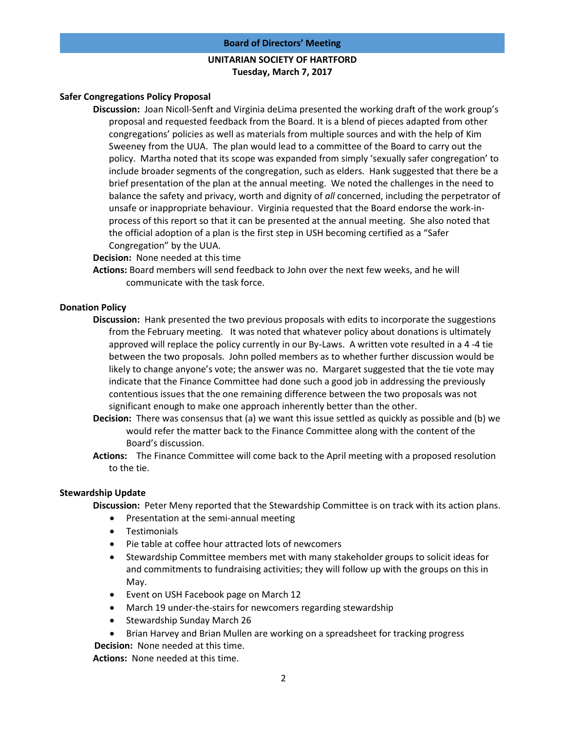**Board of Directors' Meeting**

**UNITARIAN SOCIETY OF HARTFORD**
**Tuesday, March 7, 2017**

**Safer Congregations Policy Proposal**

**Discussion:** Joan Nicoll-Senft and Virginia deLima presented the working draft of the work group's proposal and requested feedback from the Board. It is a blend of pieces adapted from other congregations' policies as well as materials from multiple sources and with the help of Kim Sweeney from the UUA. The plan would lead to a committee of the Board to carry out the policy. Martha noted that its scope was expanded from simply 'sexually safer congregation' to include broader segments of the congregation, such as elders. Hank suggested that there be a brief presentation of the plan at the annual meeting. We noted the challenges in the need to balance the safety and privacy, worth and dignity of *all* concerned, including the perpetrator of unsafe or inappropriate behaviour. Virginia requested that the Board endorse the work-in-process of this report so that it can be presented at the annual meeting. She also noted that the official adoption of a plan is the first step in USH becoming certified as a "Safer Congregation" by the UUA.

**Decision:** None needed at this time

**Actions:** Board members will send feedback to John over the next few weeks, and he will communicate with the task force.

**Donation Policy**

**Discussion:** Hank presented the two previous proposals with edits to incorporate the suggestions from the February meeting. It was noted that whatever policy about donations is ultimately approved will replace the policy currently in our By-Laws. A written vote resulted in a 4 -4 tie between the two proposals. John polled members as to whether further discussion would be likely to change anyone's vote; the answer was no. Margaret suggested that the tie vote may indicate that the Finance Committee had done such a good job in addressing the previously contentious issues that the one remaining difference between the two proposals was not significant enough to make one approach inherently better than the other.

**Decision:** There was consensus that (a) we want this issue settled as quickly as possible and (b) we would refer the matter back to the Finance Committee along with the content of the Board's discussion.

**Actions:** The Finance Committee will come back to the April meeting with a proposed resolution to the tie.

**Stewardship Update**

**Discussion:** Peter Meny reported that the Stewardship Committee is on track with its action plans.

- Presentation at the semi-annual meeting
- Testimonials
- Pie table at coffee hour attracted lots of newcomers
- Stewardship Committee members met with many stakeholder groups to solicit ideas for and commitments to fundraising activities; they will follow up with the groups on this in May.
- Event on USH Facebook page on March 12
- March 19 under-the-stairs for newcomers regarding stewardship
- Stewardship Sunday March 26
- Brian Harvey and Brian Mullen are working on a spreadsheet for tracking progress

**Decision:** None needed at this time.

**Actions:** None needed at this time.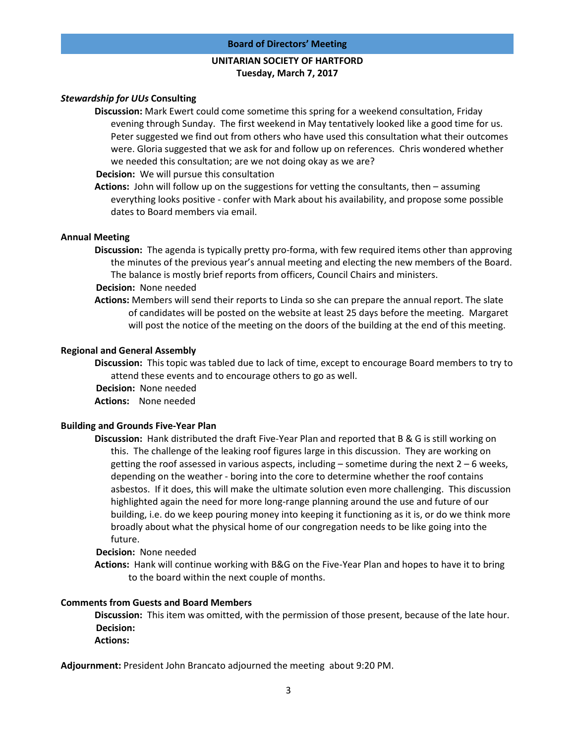### *Stewardship for UUs* Consulting

**Discussion:** Mark Ewert could come sometime this spring for a weekend consultation, Friday evening through Sunday. The first weekend in May tentatively looked like a good time for us. Peter suggested we find out from others who have used this consultation what their outcomes were. Gloria suggested that we ask for and follow up on references. Chris wondered whether we needed this consultation; are we not doing okay as we are?

**Decision:** We will pursue this consultation

**Actions:** John will follow up on the suggestions for vetting the consultants, then – assuming everything looks positive - confer with Mark about his availability, and propose some possible dates to Board members via email.

### Annual Meeting

**Discussion:** The agenda is typically pretty pro-forma, with few required items other than approving the minutes of the previous year's annual meeting and electing the new members of the Board. The balance is mostly brief reports from officers, Council Chairs and ministers.

**Decision:** None needed

**Actions:** Members will send their reports to Linda so she can prepare the annual report. The slate of candidates will be posted on the website at least 25 days before the meeting. Margaret will post the notice of the meeting on the doors of the building at the end of this meeting.

### Regional and General Assembly

**Discussion:** This topic was tabled due to lack of time, except to encourage Board members to try to attend these events and to encourage others to go as well.

**Decision:** None needed

**Actions:** None needed

### Building and Grounds Five-Year Plan

**Discussion:** Hank distributed the draft Five-Year Plan and reported that B & G is still working on this. The challenge of the leaking roof figures large in this discussion. They are working on getting the roof assessed in various aspects, including – sometime during the next 2 – 6 weeks, depending on the weather - boring into the core to determine whether the roof contains asbestos. If it does, this will make the ultimate solution even more challenging. This discussion highlighted again the need for more long-range planning around the use and future of our building, i.e. do we keep pouring money into keeping it functioning as it is, or do we think more broadly about what the physical home of our congregation needs to be like going into the future.

**Decision:** None needed

**Actions:** Hank will continue working with B&G on the Five-Year Plan and hopes to have it to bring to the board within the next couple of months.

### Comments from Guests and Board Members

**Discussion:** This item was omitted, with the permission of those present, because of the late hour.

**Decision:**

**Actions:**

**Adjournment:** President John Brancato adjourned the meeting about 9:20 PM.